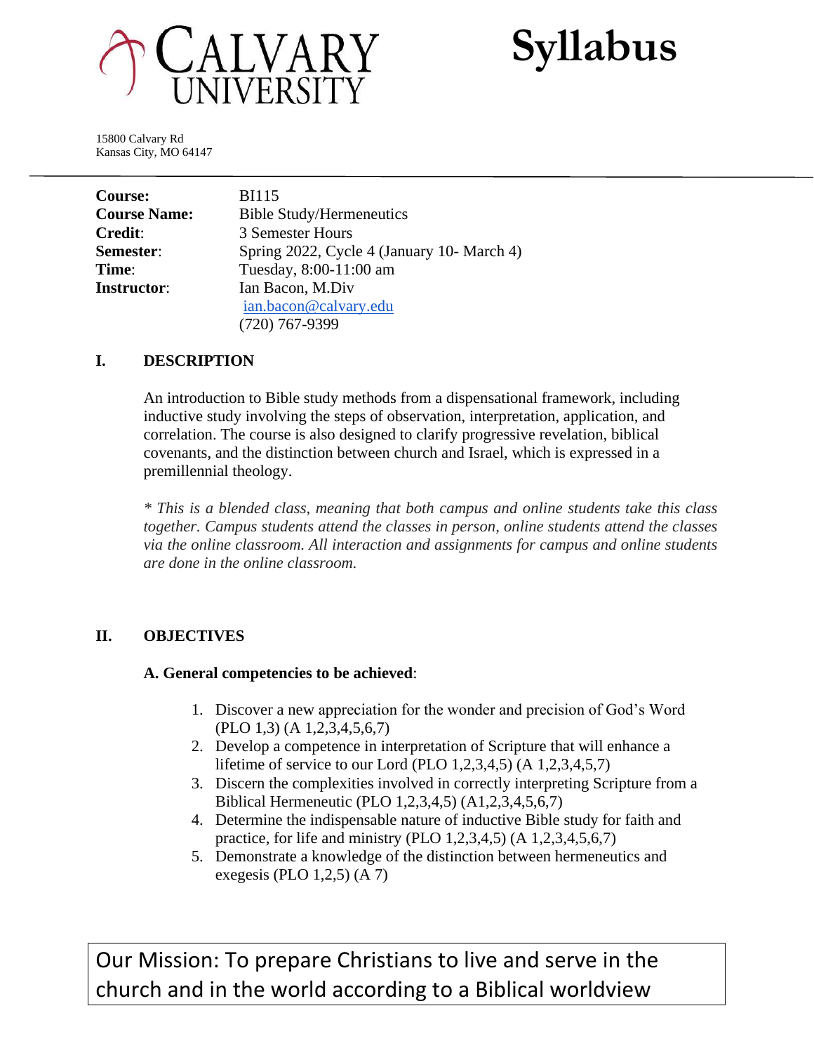# CALVARY UNIVERSITY

# Syllabus

15800 Calvary Rd
Kansas City, MO 64147

| | |
|---|---|
| **Course:** | BI115 |
| **Course Name:** | Bible Study/Hermeneutics |
| **Credit:** | 3 Semester Hours |
| **Semester:** | Spring 2022, Cycle 4 (January 10- March 4) |
| **Time:** | Tuesday, 8:00-11:00 am |
| **Instructor:** | Ian Bacon, M.Div<br>ian.bacon@calvary.edu<br>(720) 767-9399 |

## I. DESCRIPTION

An introduction to Bible study methods from a dispensational framework, including inductive study involving the steps of observation, interpretation, application, and correlation. The course is also designed to clarify progressive revelation, biblical covenants, and the distinction between church and Israel, which is expressed in a premillennial theology.

*\* This is a blended class, meaning that both campus and online students take this class together. Campus students attend the classes in person, online students attend the classes via the online classroom. All interaction and assignments for campus and online students are done in the online classroom.*

## II. OBJECTIVES

### A. General competencies to be achieved:

1. Discover a new appreciation for the wonder and precision of God's Word (PLO 1,3) (A 1,2,3,4,5,6,7)
2. Develop a competence in interpretation of Scripture that will enhance a lifetime of service to our Lord (PLO 1,2,3,4,5) (A 1,2,3,4,5,7)
3. Discern the complexities involved in correctly interpreting Scripture from a Biblical Hermeneutic (PLO 1,2,3,4,5) (A1,2,3,4,5,6,7)
4. Determine the indispensable nature of inductive Bible study for faith and practice, for life and ministry (PLO 1,2,3,4,5) (A 1,2,3,4,5,6,7)
5. Demonstrate a knowledge of the distinction between hermeneutics and exegesis (PLO 1,2,5) (A 7)

Our Mission: To prepare Christians to live and serve in the church and in the world according to a Biblical worldview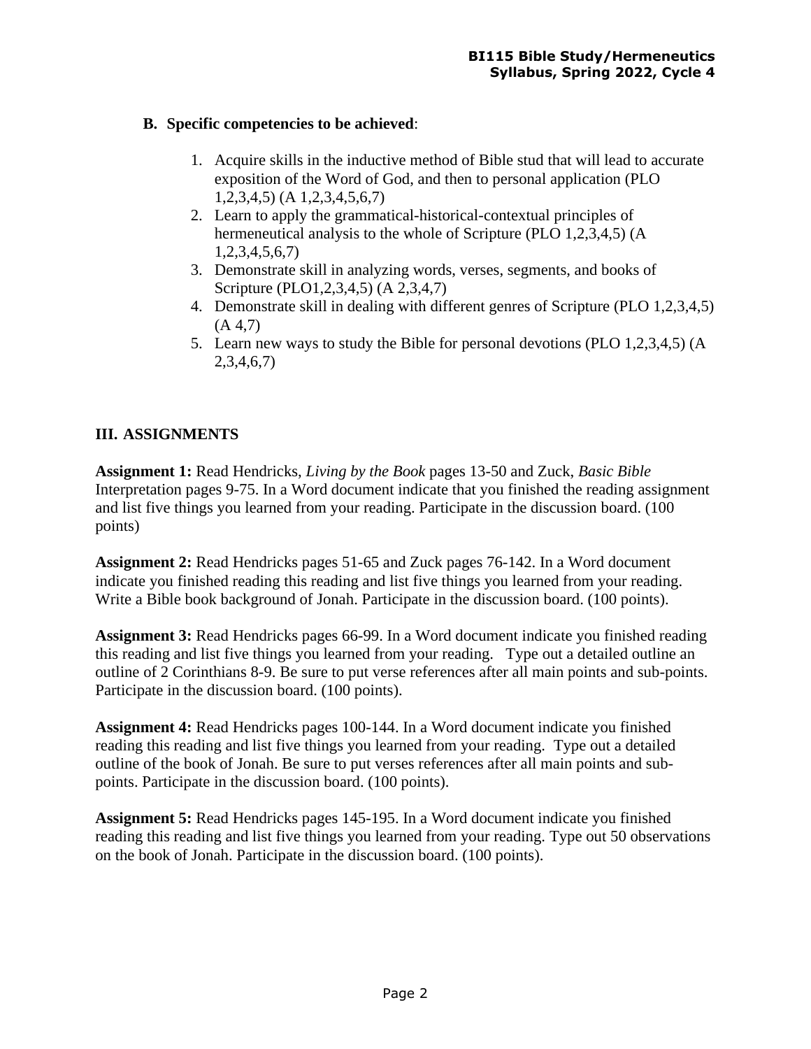**B. Specific competencies to be achieved**:

1. Acquire skills in the inductive method of Bible stud that will lead to accurate exposition of the Word of God, and then to personal application (PLO 1,2,3,4,5) (A 1,2,3,4,5,6,7)
2. Learn to apply the grammatical-historical-contextual principles of hermeneutical analysis to the whole of Scripture (PLO 1,2,3,4,5) (A 1,2,3,4,5,6,7)
3. Demonstrate skill in analyzing words, verses, segments, and books of Scripture (PLO1,2,3,4,5) (A 2,3,4,7)
4. Demonstrate skill in dealing with different genres of Scripture (PLO 1,2,3,4,5) (A 4,7)
5. Learn new ways to study the Bible for personal devotions (PLO 1,2,3,4,5) (A 2,3,4,6,7)

## III. ASSIGNMENTS

**Assignment 1:** Read Hendricks, *Living by the Book* pages 13-50 and Zuck, *Basic Bible* Interpretation pages 9-75. In a Word document indicate that you finished the reading assignment and list five things you learned from your reading. Participate in the discussion board. (100 points)

**Assignment 2:** Read Hendricks pages 51-65 and Zuck pages 76-142. In a Word document indicate you finished reading this reading and list five things you learned from your reading. Write a Bible book background of Jonah. Participate in the discussion board. (100 points).

**Assignment 3:** Read Hendricks pages 66-99. In a Word document indicate you finished reading this reading and list five things you learned from your reading. Type out a detailed outline an outline of 2 Corinthians 8-9. Be sure to put verse references after all main points and sub-points. Participate in the discussion board. (100 points).

**Assignment 4:** Read Hendricks pages 100-144. In a Word document indicate you finished reading this reading and list five things you learned from your reading. Type out a detailed outline of the book of Jonah. Be sure to put verses references after all main points and sub-points. Participate in the discussion board. (100 points).

**Assignment 5:** Read Hendricks pages 145-195. In a Word document indicate you finished reading this reading and list five things you learned from your reading. Type out 50 observations on the book of Jonah. Participate in the discussion board. (100 points).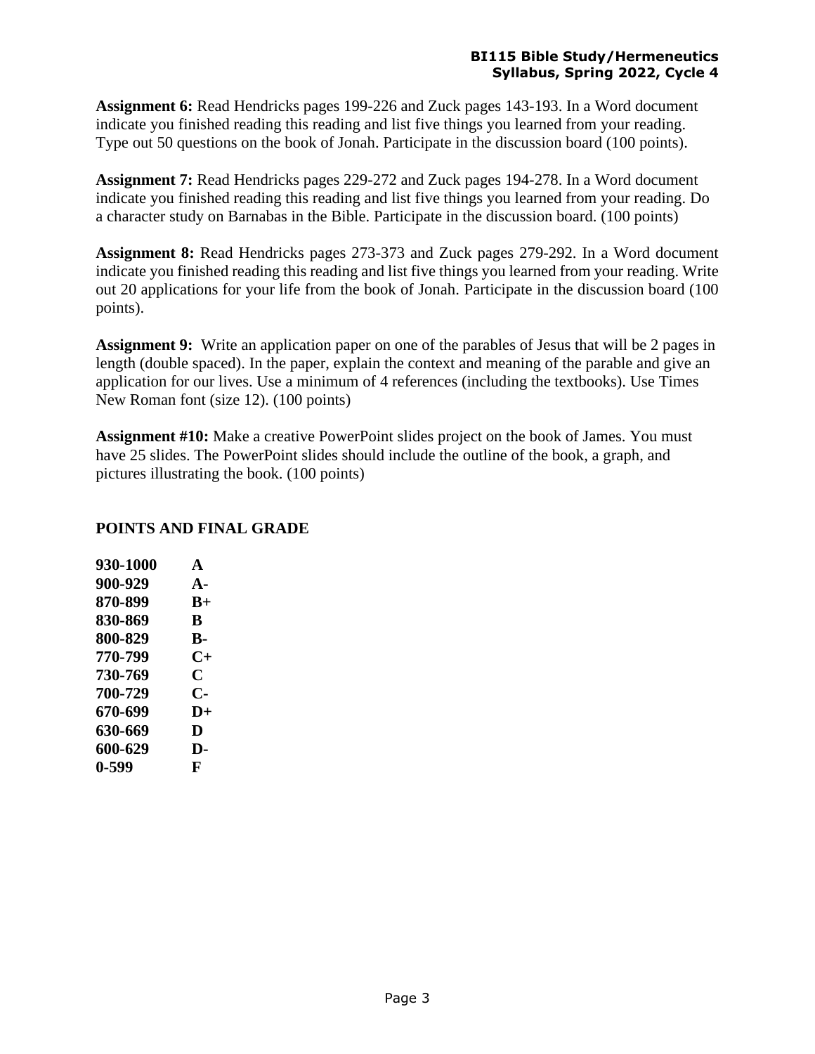**Assignment 6:** Read Hendricks pages 199-226 and Zuck pages 143-193. In a Word document indicate you finished reading this reading and list five things you learned from your reading. Type out 50 questions on the book of Jonah. Participate in the discussion board (100 points).

**Assignment 7:** Read Hendricks pages 229-272 and Zuck pages 194-278. In a Word document indicate you finished reading this reading and list five things you learned from your reading. Do a character study on Barnabas in the Bible. Participate in the discussion board. (100 points)

**Assignment 8:** Read Hendricks pages 273-373 and Zuck pages 279-292. In a Word document indicate you finished reading this reading and list five things you learned from your reading. Write out 20 applications for your life from the book of Jonah. Participate in the discussion board (100 points).

**Assignment 9:** Write an application paper on one of the parables of Jesus that will be 2 pages in length (double spaced). In the paper, explain the context and meaning of the parable and give an application for our lives. Use a minimum of 4 references (including the textbooks). Use Times New Roman font (size 12). (100 points)

**Assignment #10:** Make a creative PowerPoint slides project on the book of James. You must have 25 slides. The PowerPoint slides should include the outline of the book, a graph, and pictures illustrating the book. (100 points)

## POINTS AND FINAL GRADE

| Points | Grade |
|---|---|
| 930-1000 | A |
| 900-929 | A- |
| 870-899 | B+ |
| 830-869 | B |
| 800-829 | B- |
| 770-799 | C+ |
| 730-769 | C |
| 700-729 | C- |
| 670-699 | D+ |
| 630-669 | D |
| 600-629 | D- |
| 0-599 | F |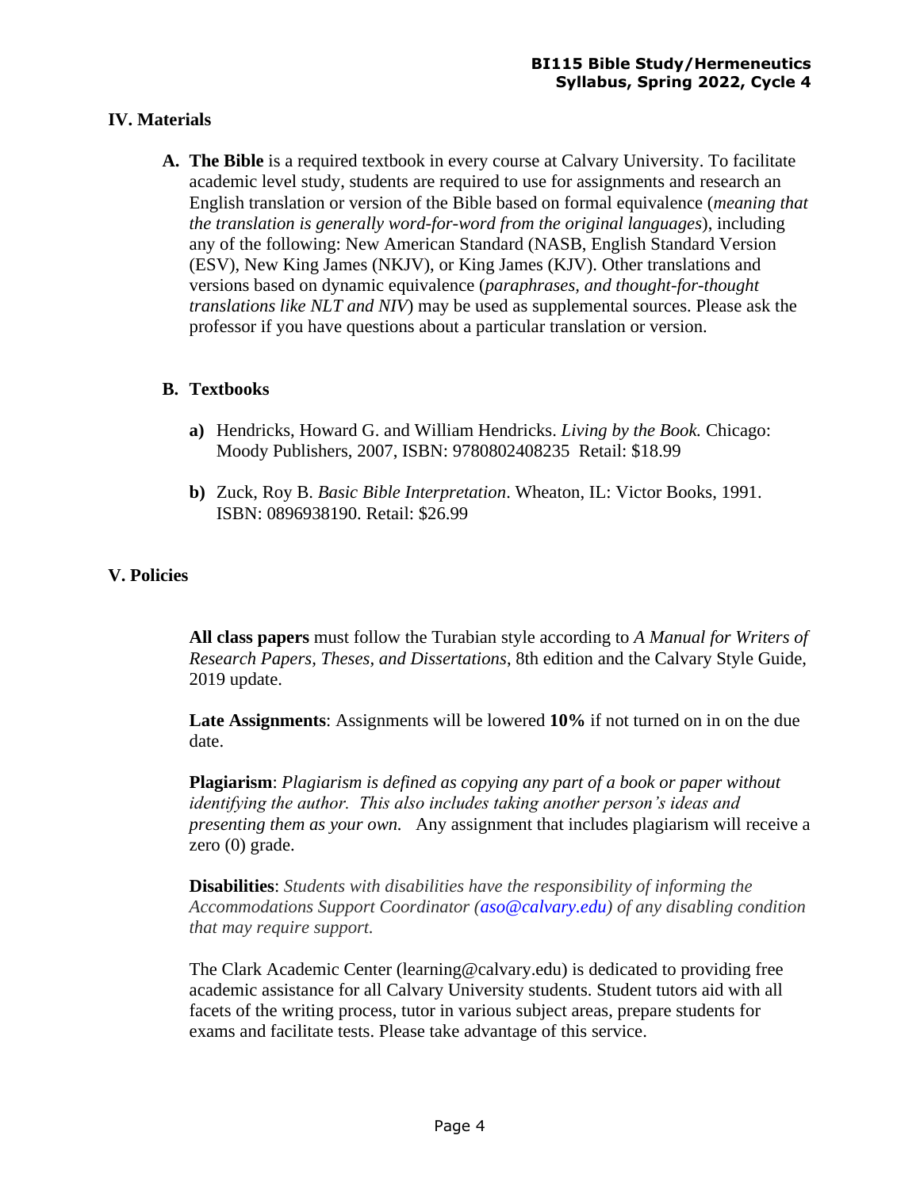## IV. Materials

**A. The Bible** is a required textbook in every course at Calvary University. To facilitate academic level study, students are required to use for assignments and research an English translation or version of the Bible based on formal equivalence (*meaning that the translation is generally word-for-word from the original languages*), including any of the following: New American Standard (NASB, English Standard Version (ESV), New King James (NKJV), or King James (KJV). Other translations and versions based on dynamic equivalence (*paraphrases, and thought-for-thought translations like NLT and NIV*) may be used as supplemental sources. Please ask the professor if you have questions about a particular translation or version.

**B. Textbooks**

**a)** Hendricks, Howard G. and William Hendricks. *Living by the Book.* Chicago: Moody Publishers, 2007, ISBN: 9780802408235 Retail: $18.99

**b)** Zuck, Roy B. *Basic Bible Interpretation*. Wheaton, IL: Victor Books, 1991. ISBN: 0896938190. Retail: $26.99

## V. Policies

**All class papers** must follow the Turabian style according to *A Manual for Writers of Research Papers, Theses, and Dissertations*, 8th edition and the Calvary Style Guide, 2019 update.

**Late Assignments**: Assignments will be lowered **10%** if not turned on in on the due date.

**Plagiarism**: *Plagiarism is defined as copying any part of a book or paper without identifying the author. This also includes taking another person's ideas and presenting them as your own.* Any assignment that includes plagiarism will receive a zero (0) grade.

**Disabilities**: *Students with disabilities have the responsibility of informing the Accommodations Support Coordinator (aso@calvary.edu) of any disabling condition that may require support.*

The Clark Academic Center (learning@calvary.edu) is dedicated to providing free academic assistance for all Calvary University students. Student tutors aid with all facets of the writing process, tutor in various subject areas, prepare students for exams and facilitate tests. Please take advantage of this service.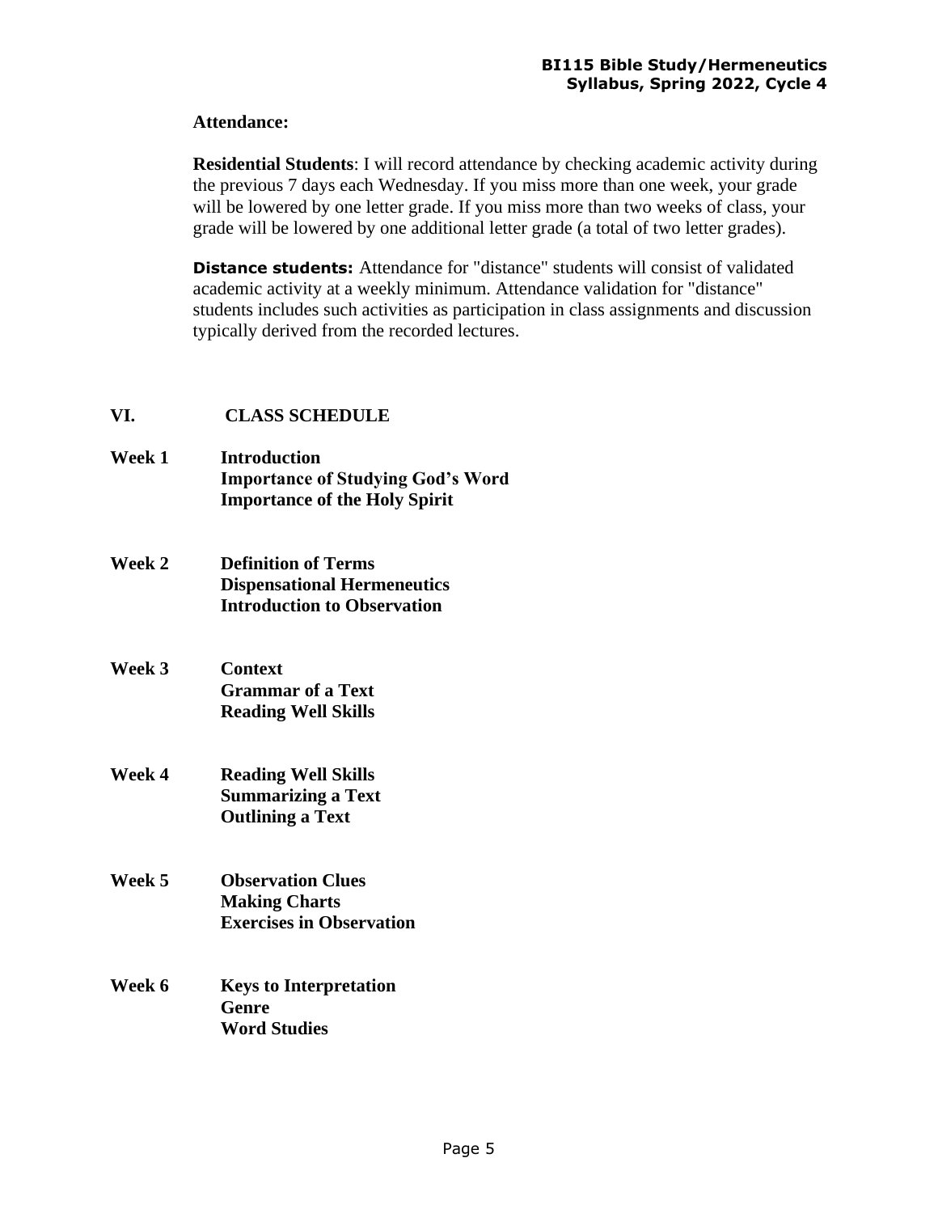**Attendance:**

**Residential Students**: I will record attendance by checking academic activity during the previous 7 days each Wednesday. If you miss more than one week, your grade will be lowered by one letter grade. If you miss more than two weeks of class, your grade will be lowered by one additional letter grade (a total of two letter grades).

**Distance students:** Attendance for "distance" students will consist of validated academic activity at a weekly minimum. Attendance validation for "distance" students includes such activities as participation in class assignments and discussion typically derived from the recorded lectures.

## VI. CLASS SCHEDULE

**Week 1** **Introduction**
**Importance of Studying God's Word**
**Importance of the Holy Spirit**

**Week 2** **Definition of Terms**
**Dispensational Hermeneutics**
**Introduction to Observation**

**Week 3** **Context**
**Grammar of a Text**
**Reading Well Skills**

**Week 4** **Reading Well Skills**
**Summarizing a Text**
**Outlining a Text**

**Week 5** **Observation Clues**
**Making Charts**
**Exercises in Observation**

**Week 6** **Keys to Interpretation**
**Genre**
**Word Studies**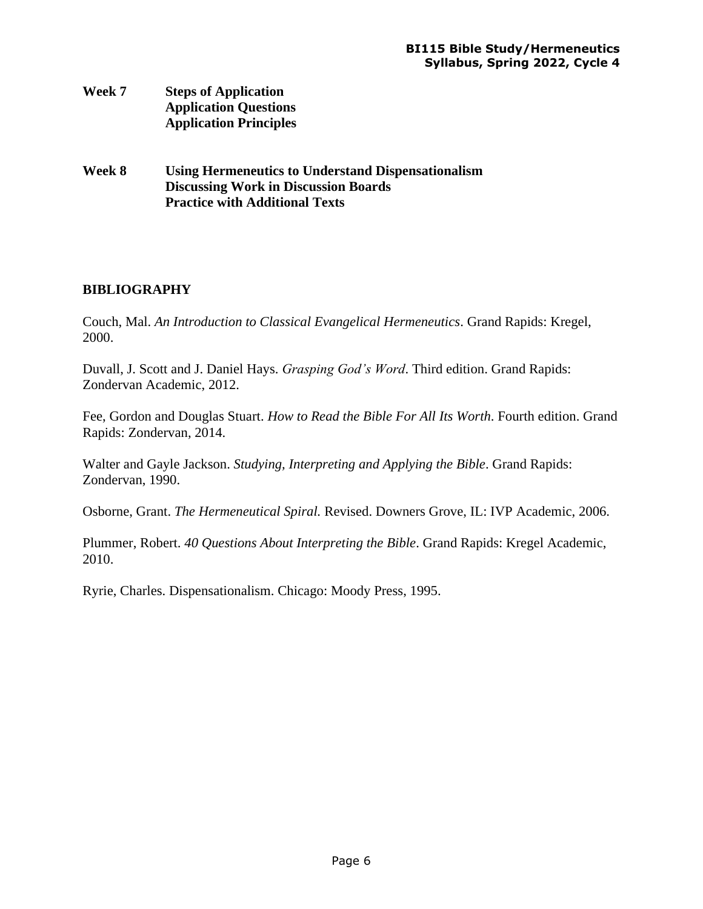**Week 7** **Steps of Application**
**Application Questions**
**Application Principles**

**Week 8** **Using Hermeneutics to Understand Dispensationalism**
**Discussing Work in Discussion Boards**
**Practice with Additional Texts**

## BIBLIOGRAPHY

Couch, Mal. *An Introduction to Classical Evangelical Hermeneutics*. Grand Rapids: Kregel, 2000.

Duvall, J. Scott and J. Daniel Hays. *Grasping God's Word*. Third edition. Grand Rapids: Zondervan Academic, 2012.

Fee, Gordon and Douglas Stuart. *How to Read the Bible For All Its Worth*. Fourth edition. Grand Rapids: Zondervan, 2014.

Walter and Gayle Jackson. *Studying, Interpreting and Applying the Bible*. Grand Rapids: Zondervan, 1990.

Osborne, Grant. *The Hermeneutical Spiral.* Revised. Downers Grove, IL: IVP Academic, 2006.

Plummer, Robert. *40 Questions About Interpreting the Bible*. Grand Rapids: Kregel Academic, 2010.

Ryrie, Charles. Dispensationalism. Chicago: Moody Press, 1995.